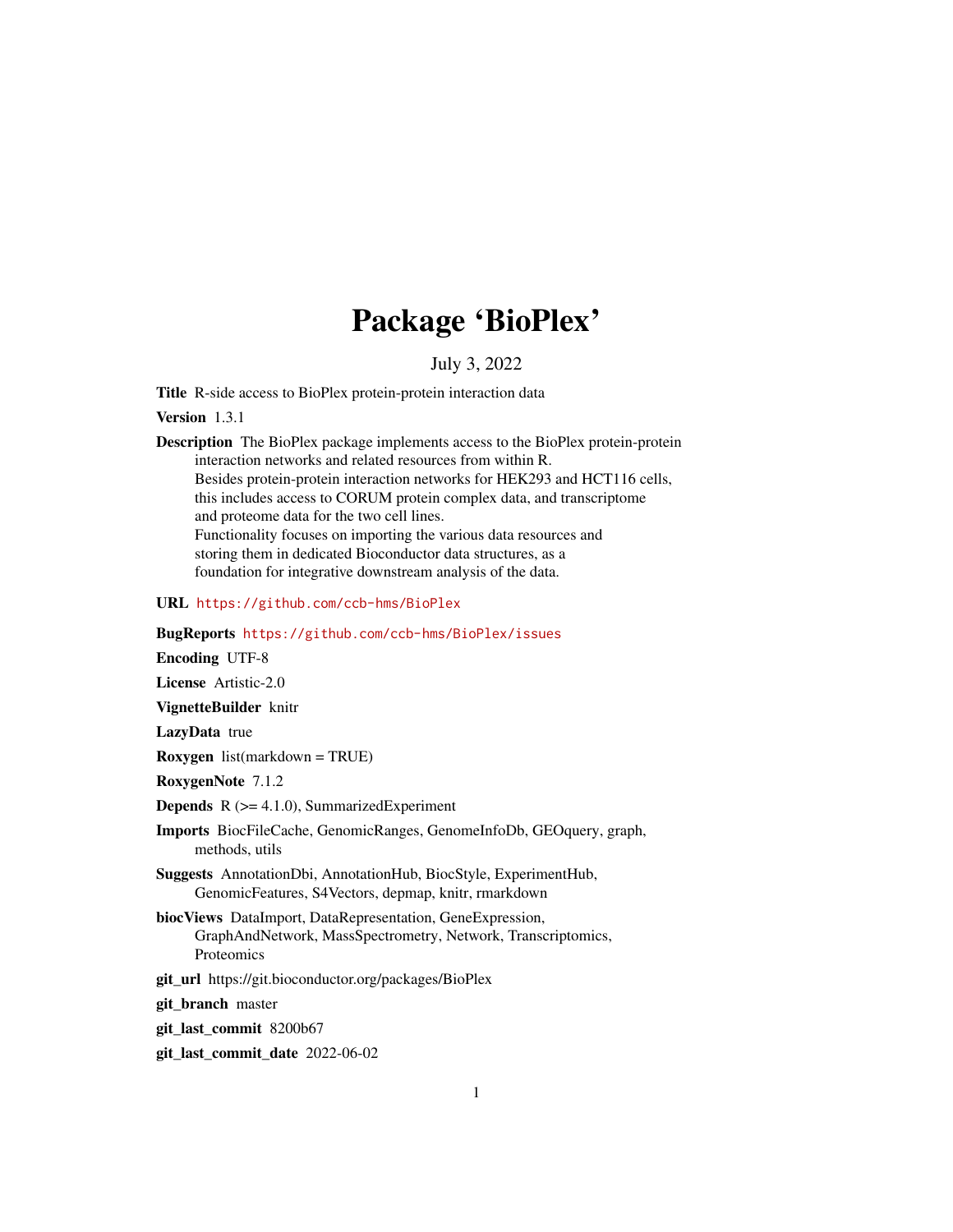# Package 'BioPlex'

July 3, 2022

**Title** R-side access to BioPlex protein-protein interaction data

**Version** 1.3.1

**Description** The BioPlex package implements access to the BioPlex protein-protein interaction networks and related resources from within R.
Besides protein-protein interaction networks for HEK293 and HCT116 cells, this includes access to CORUM protein complex data, and transcriptome and proteome data for the two cell lines.
Functionality focuses on importing the various data resources and storing them in dedicated Bioconductor data structures, as a foundation for integrative downstream analysis of the data.

**URL** https://github.com/ccb-hms/BioPlex

**BugReports** https://github.com/ccb-hms/BioPlex/issues

**Encoding** UTF-8

**License** Artistic-2.0

**VignetteBuilder** knitr

**LazyData** true

**Roxygen** list(markdown = TRUE)

**RoxygenNote** 7.1.2

**Depends** R (>= 4.1.0), SummarizedExperiment

**Imports** BiocFileCache, GenomicRanges, GenomeInfoDb, GEOquery, graph, methods, utils

**Suggests** AnnotationDbi, AnnotationHub, BiocStyle, ExperimentHub, GenomicFeatures, S4Vectors, depmap, knitr, rmarkdown

**biocViews** DataImport, DataRepresentation, GeneExpression, GraphAndNetwork, MassSpectrometry, Network, Transcriptomics, Proteomics

**git_url** https://git.bioconductor.org/packages/BioPlex

**git_branch** master

**git_last_commit** 8200b67

**git_last_commit_date** 2022-06-02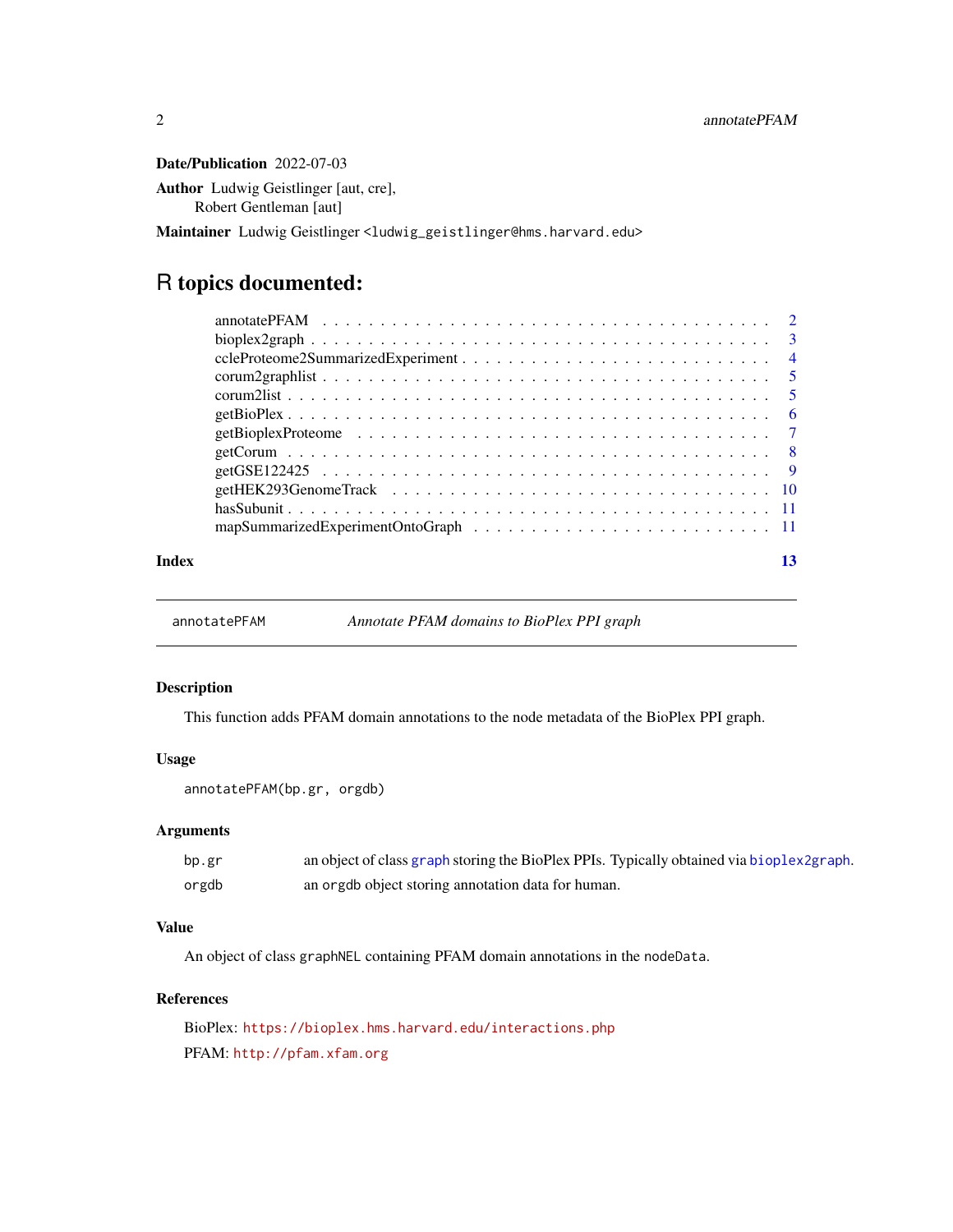**Date/Publication** 2022-07-03

**Author** Ludwig Geistlinger [aut, cre],
Robert Gentleman [aut]

**Maintainer** Ludwig Geistlinger <ludwig_geistlinger@hms.harvard.edu>

# R topics documented:

| | |
|---|---|
| annotatePFAM | 2 |
| bioplex2graph | 3 |
| ccleProteome2SummarizedExperiment | 4 |
| corum2graphlist | 5 |
| corum2list | 5 |
| getBioPlex | 6 |
| getBioplexProteome | 7 |
| getCorum | 8 |
| getGSE122425 | 9 |
| getHEK293GenomeTrack | 10 |
| hasSubunit | 11 |
| mapSummarizedExperimentOntoGraph | 11 |
| **Index** | **13** |

---

`annotatePFAM` *Annotate PFAM domains to BioPlex PPI graph*

---

### Description

This function adds PFAM domain annotations to the node metadata of the BioPlex PPI graph.

### Usage

```
annotatePFAM(bp.gr, orgdb)
```

### Arguments

| | |
|---|---|
| `bp.gr` | an object of class `graph` storing the BioPlex PPIs. Typically obtained via `bioplex2graph`. |
| `orgdb` | an `orgdb` object storing annotation data for human. |

### Value

An object of class `graphNEL` containing PFAM domain annotations in the `nodeData`.

### References

BioPlex: `https://bioplex.hms.harvard.edu/interactions.php`

PFAM: `http://pfam.xfam.org`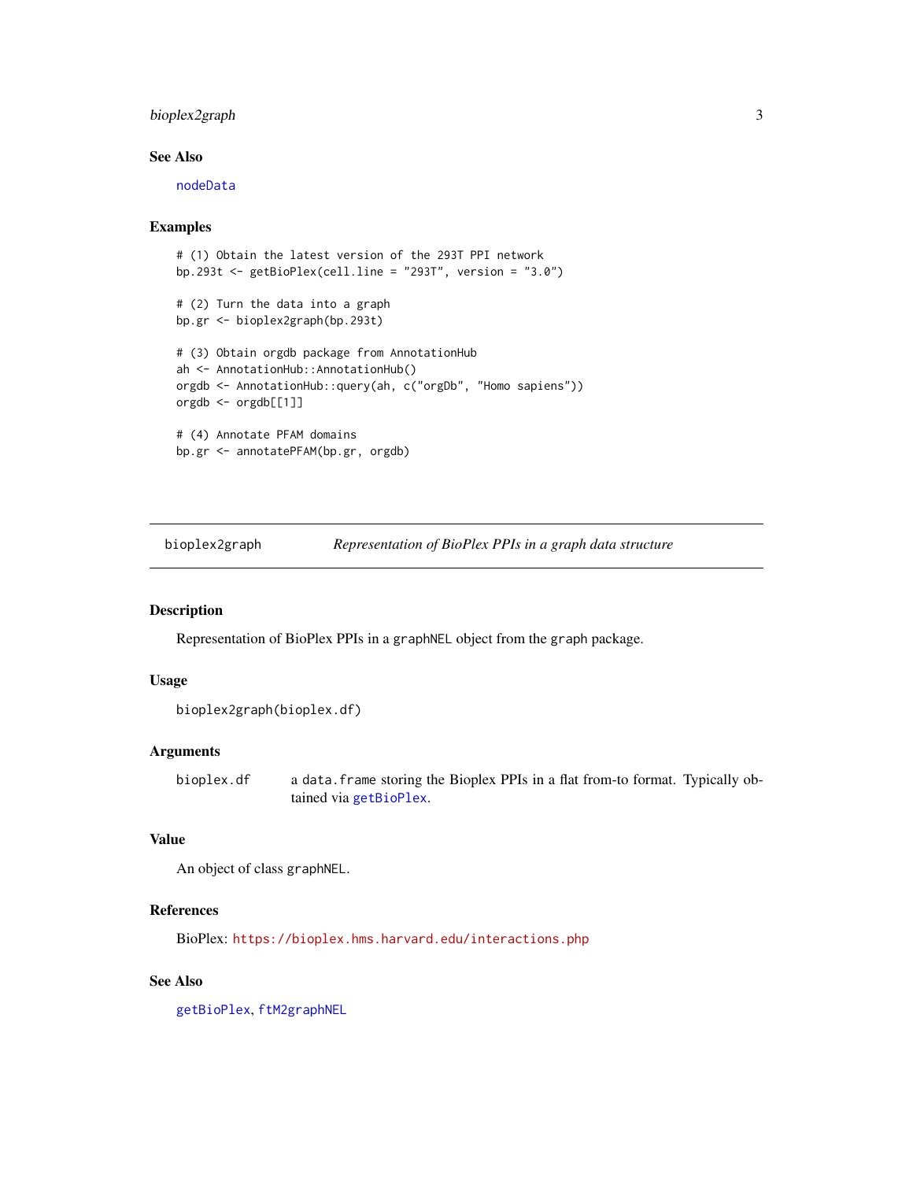## See Also

nodeData

## Examples

```
# (1) Obtain the latest version of the 293T PPI network
bp.293t <- getBioPlex(cell.line = "293T", version = "3.0")

# (2) Turn the data into a graph
bp.gr <- bioplex2graph(bp.293t)

# (3) Obtain orgdb package from AnnotationHub
ah <- AnnotationHub::AnnotationHub()
orgdb <- AnnotationHub::query(ah, c("orgDb", "Homo sapiens"))
orgdb <- orgdb[[1]]

# (4) Annotate PFAM domains
bp.gr <- annotatePFAM(bp.gr, orgdb)
```

---

# bioplex2graph — *Representation of BioPlex PPIs in a graph data structure*

---

## Description

Representation of BioPlex PPIs in a graphNEL object from the graph package.

## Usage

```
bioplex2graph(bioplex.df)
```

## Arguments

| | |
|---|---|
| bioplex.df | a data.frame storing the Bioplex PPIs in a flat from-to format. Typically obtained via getBioPlex. |

## Value

An object of class graphNEL.

## References

BioPlex: https://bioplex.hms.harvard.edu/interactions.php

## See Also

getBioPlex, ftM2graphNEL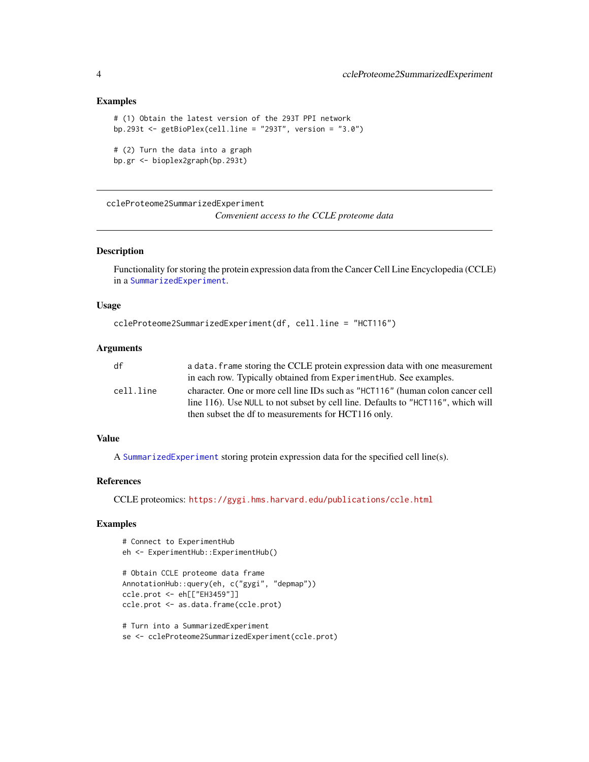### Examples

```
# (1) Obtain the latest version of the 293T PPI network
bp.293t <- getBioPlex(cell.line = "293T", version = "3.0")

# (2) Turn the data into a graph
bp.gr <- bioplex2graph(bp.293t)
```

---

## ccleProteome2SummarizedExperiment

*Convenient access to the CCLE proteome data*

---

### Description

Functionality for storing the protein expression data from the Cancer Cell Line Encyclopedia (CCLE) in a `SummarizedExperiment`.

### Usage

```
ccleProteome2SummarizedExperiment(df, cell.line = "HCT116")
```

### Arguments

| | |
|---|---|
| `df` | a `data.frame` storing the CCLE protein expression data with one measurement in each row. Typically obtained from `ExperimentHub`. See examples. |
| `cell.line` | character. One or more cell line IDs such as `"HCT116"` (human colon cancer cell line 116). Use `NULL` to not subset by cell line. Defaults to `"HCT116"`, which will then subset the df to measurements for HCT116 only. |

### Value

A `SummarizedExperiment` storing protein expression data for the specified cell line(s).

### References

CCLE proteomics: https://gygi.hms.harvard.edu/publications/ccle.html

### Examples

```
# Connect to ExperimentHub
eh <- ExperimentHub::ExperimentHub()

# Obtain CCLE proteome data frame
AnnotationHub::query(eh, c("gygi", "depmap"))
ccle.prot <- eh[["EH3459"]]
ccle.prot <- as.data.frame(ccle.prot)

# Turn into a SummarizedExperiment
se <- ccleProteome2SummarizedExperiment(ccle.prot)
```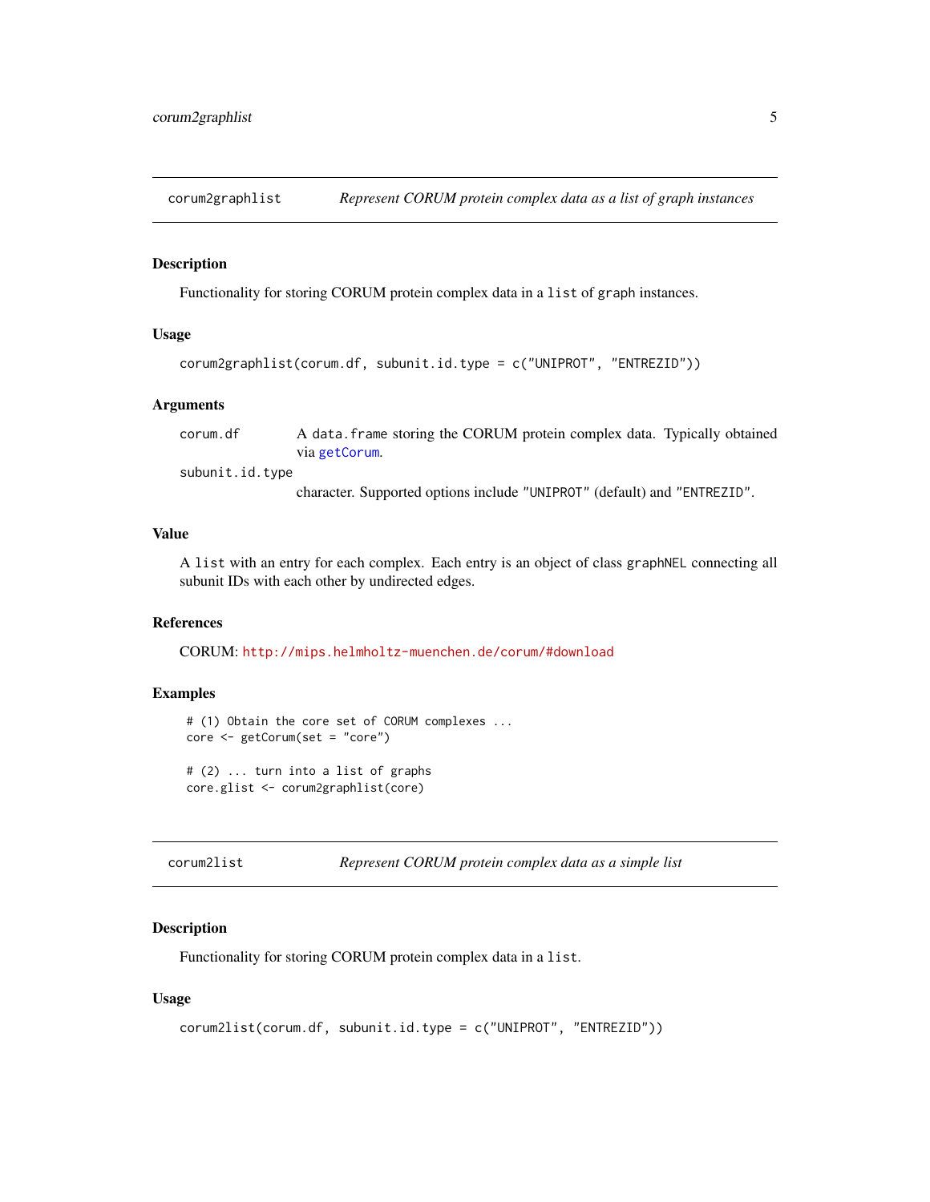## corum2graphlist — *Represent CORUM protein complex data as a list of graph instances*

### Description

Functionality for storing CORUM protein complex data in a `list` of `graph` instances.

### Usage

```
corum2graphlist(corum.df, subunit.id.type = c("UNIPROT", "ENTREZID"))
```

### Arguments

| | |
|---|---|
| `corum.df` | A `data.frame` storing the CORUM protein complex data. Typically obtained via `getCorum`. |
| `subunit.id.type` | character. Supported options include `"UNIPROT"` (default) and `"ENTREZID"`. |

### Value

A `list` with an entry for each complex. Each entry is an object of class `graphNEL` connecting all subunit IDs with each other by undirected edges.

### References

CORUM: http://mips.helmholtz-muenchen.de/corum/#download

### Examples

```
# (1) Obtain the core set of CORUM complexes ...
core <- getCorum(set = "core")

# (2) ... turn into a list of graphs
core.glist <- corum2graphlist(core)
```

## corum2list — *Represent CORUM protein complex data as a simple list*

### Description

Functionality for storing CORUM protein complex data in a `list`.

### Usage

```
corum2list(corum.df, subunit.id.type = c("UNIPROT", "ENTREZID"))
```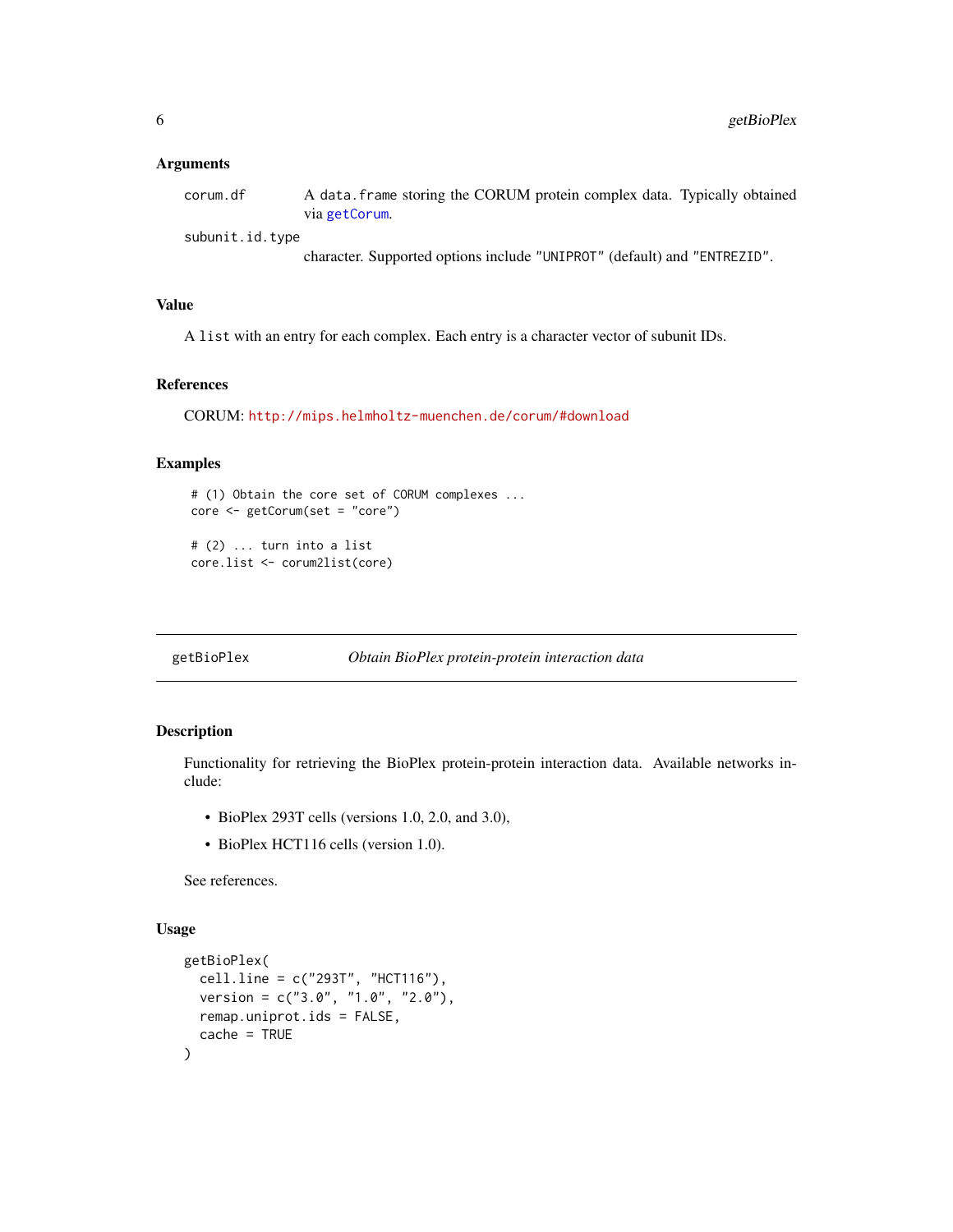### Arguments

`corum.df` A `data.frame` storing the CORUM protein complex data. Typically obtained via `getCorum`.

`subunit.id.type` character. Supported options include "UNIPROT" (default) and "ENTREZID".

### Value

A `list` with an entry for each complex. Each entry is a character vector of subunit IDs.

### References

CORUM: http://mips.helmholtz-muenchen.de/corum/#download

### Examples

```
# (1) Obtain the core set of CORUM complexes ...
core <- getCorum(set = "core")

# (2) ... turn into a list
core.list <- corum2list(core)
```

---

## getBioPlex *Obtain BioPlex protein-protein interaction data*

### Description

Functionality for retrieving the BioPlex protein-protein interaction data. Available networks include:

- BioPlex 293T cells (versions 1.0, 2.0, and 3.0),
- BioPlex HCT116 cells (version 1.0).

See references.

### Usage

```
getBioPlex(
  cell.line = c("293T", "HCT116"),
  version = c("3.0", "1.0", "2.0"),
  remap.uniprot.ids = FALSE,
  cache = TRUE
)
```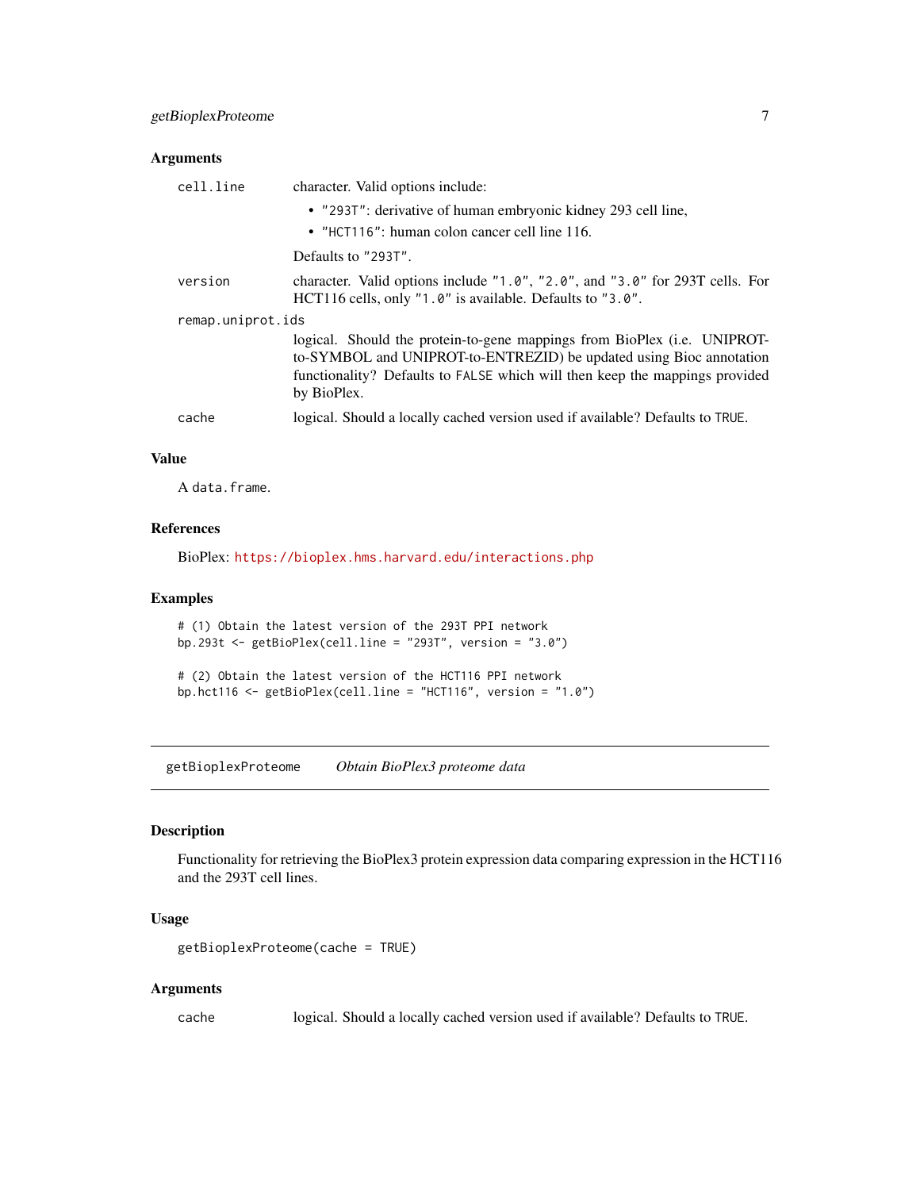### Arguments

| | |
|---|---|
| `cell.line` | character. Valid options include: <br> • `"293T"`: derivative of human embryonic kidney 293 cell line, <br> • `"HCT116"`: human colon cancer cell line 116. <br> Defaults to `"293T"`. |
| `version` | character. Valid options include `"1.0"`, `"2.0"`, and `"3.0"` for 293T cells. For HCT116 cells, only `"1.0"` is available. Defaults to `"3.0"`. |
| `remap.uniprot.ids` | logical. Should the protein-to-gene mappings from BioPlex (i.e. UNIPROT-to-SYMBOL and UNIPROT-to-ENTREZID) be updated using Bioc annotation functionality? Defaults to `FALSE` which will then keep the mappings provided by BioPlex. |
| `cache` | logical. Should a locally cached version used if available? Defaults to `TRUE`. |

### Value

A `data.frame`.

### References

BioPlex: https://bioplex.hms.harvard.edu/interactions.php

### Examples

```
# (1) Obtain the latest version of the 293T PPI network
bp.293t <- getBioPlex(cell.line = "293T", version = "3.0")

# (2) Obtain the latest version of the HCT116 PPI network
bp.hct116 <- getBioPlex(cell.line = "HCT116", version = "1.0")
```

---

## getBioplexProteome &nbsp;&nbsp;&nbsp; *Obtain BioPlex3 proteome data*

### Description

Functionality for retrieving the BioPlex3 protein expression data comparing expression in the HCT116 and the 293T cell lines.

### Usage

```
getBioplexProteome(cache = TRUE)
```

### Arguments

| | |
|---|---|
| `cache` | logical. Should a locally cached version used if available? Defaults to `TRUE`. |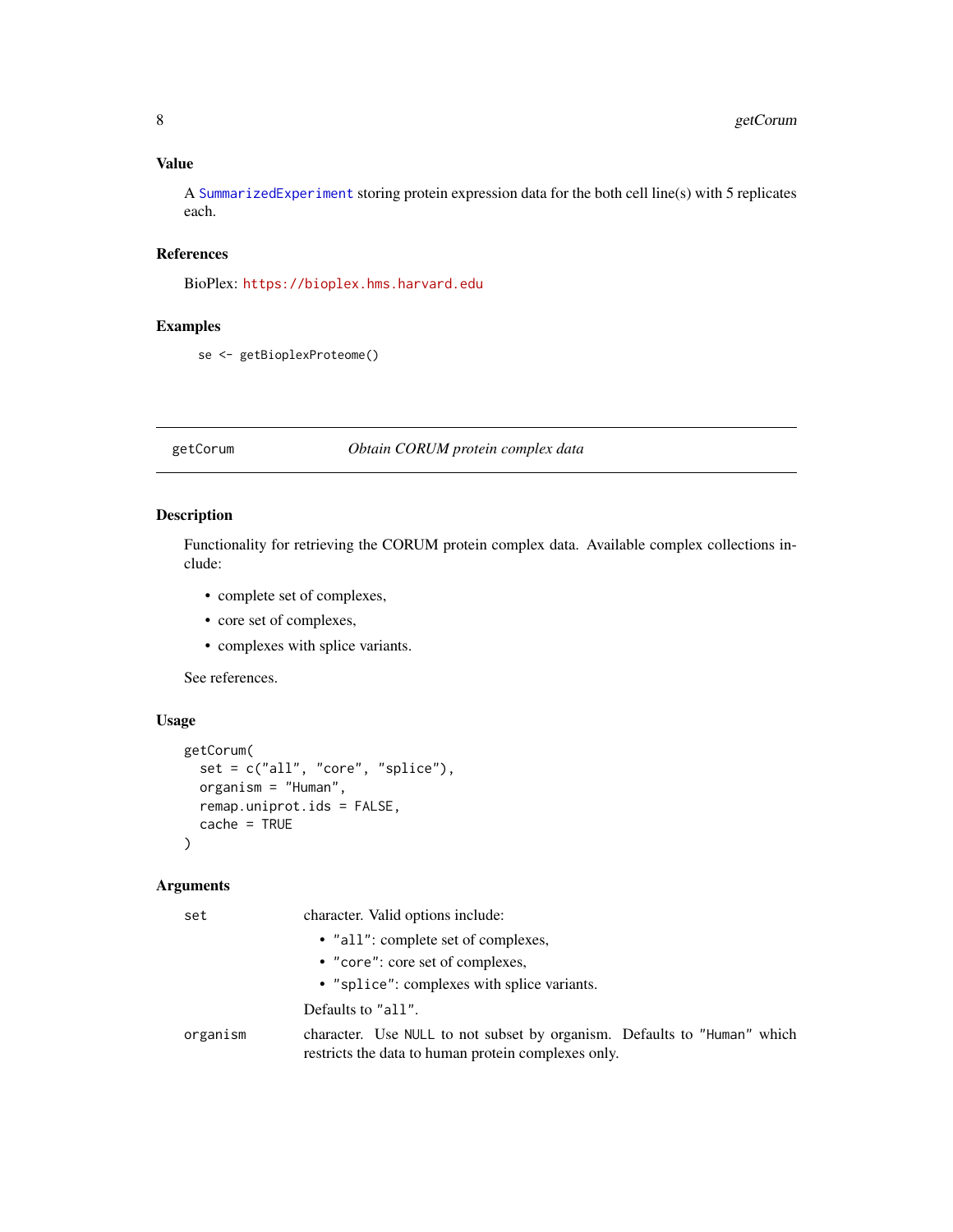## Value

A SummarizedExperiment storing protein expression data for the both cell line(s) with 5 replicates each.

## References

BioPlex: https://bioplex.hms.harvard.edu

## Examples

```
se <- getBioplexProteome()
```

---

# getCorum *Obtain CORUM protein complex data*

## Description

Functionality for retrieving the CORUM protein complex data. Available complex collections include:

- complete set of complexes,
- core set of complexes,
- complexes with splice variants.

See references.

## Usage

```
getCorum(
  set = c("all", "core", "splice"),
  organism = "Human",
  remap.uniprot.ids = FALSE,
  cache = TRUE
)
```

## Arguments

| | |
|---|---|
| `set` | character. Valid options include:<br>• `"all"`: complete set of complexes,<br>• `"core"`: core set of complexes,<br>• `"splice"`: complexes with splice variants.<br>Defaults to `"all"`. |
| `organism` | character. Use `NULL` to not subset by organism. Defaults to `"Human"` which restricts the data to human protein complexes only. |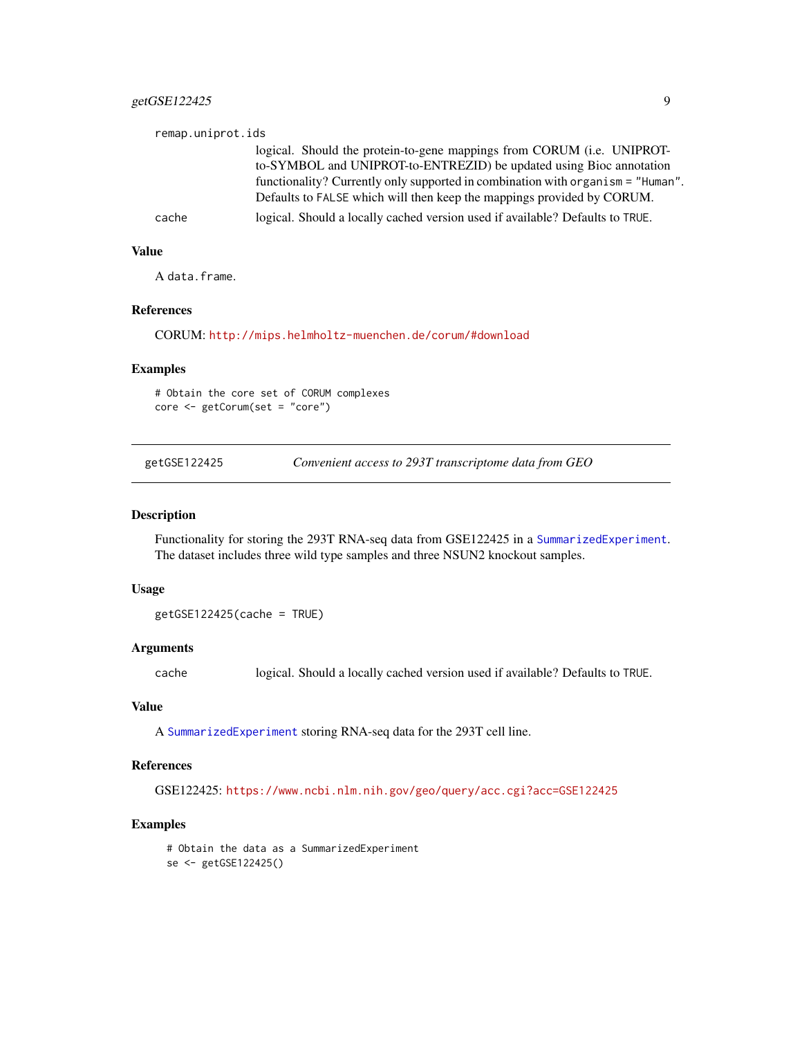remap.uniprot.ids
: logical. Should the protein-to-gene mappings from CORUM (i.e. UNIPROT-to-SYMBOL and UNIPROT-to-ENTREZID) be updated using Bioc annotation functionality? Currently only supported in combination with `organism = "Human"`. Defaults to `FALSE` which will then keep the mappings provided by CORUM.

cache
: logical. Should a locally cached version used if available? Defaults to `TRUE`.

### Value

A `data.frame`.

### References

CORUM: http://mips.helmholtz-muenchen.de/corum/#download

### Examples

```
# Obtain the core set of CORUM complexes
core <- getCorum(set = "core")
```

---

## getGSE122425 &nbsp;&nbsp;&nbsp; *Convenient access to 293T transcriptome data from GEO*

---

### Description

Functionality for storing the 293T RNA-seq data from GSE122425 in a `SummarizedExperiment`. The dataset includes three wild type samples and three NSUN2 knockout samples.

### Usage

```
getGSE122425(cache = TRUE)
```

### Arguments

cache
: logical. Should a locally cached version used if available? Defaults to `TRUE`.

### Value

A `SummarizedExperiment` storing RNA-seq data for the 293T cell line.

### References

GSE122425: https://www.ncbi.nlm.nih.gov/geo/query/acc.cgi?acc=GSE122425

### Examples

```
# Obtain the data as a SummarizedExperiment
se <- getGSE122425()
```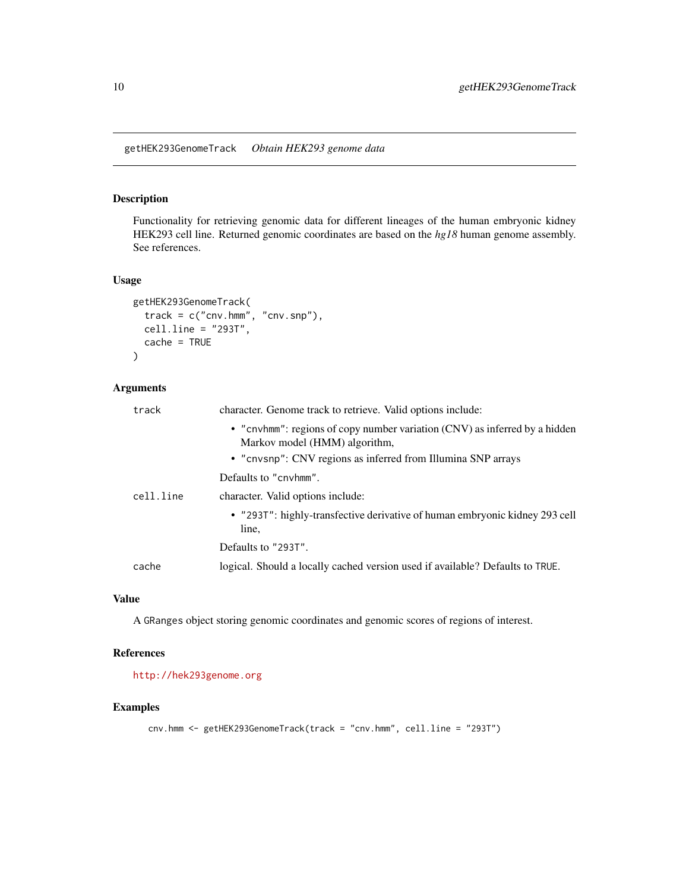getHEK293GenomeTrack *Obtain HEK293 genome data*

## Description

Functionality for retrieving genomic data for different lineages of the human embryonic kidney HEK293 cell line. Returned genomic coordinates are based on the *hg18* human genome assembly. See references.

## Usage

```
getHEK293GenomeTrack(
  track = c("cnv.hmm", "cnv.snp"),
  cell.line = "293T",
  cache = TRUE
)
```

## Arguments

| | |
|---|---|
| `track` | character. Genome track to retrieve. Valid options include:<br>• `"cnvhmm"`: regions of copy number variation (CNV) as inferred by a hidden Markov model (HMM) algorithm,<br>• `"cnvsnp"`: CNV regions as inferred from Illumina SNP arrays<br><br>Defaults to `"cnvhmm"`. |
| `cell.line` | character. Valid options include:<br>• `"293T"`: highly-transfective derivative of human embryonic kidney 293 cell line,<br><br>Defaults to `"293T"`. |
| `cache` | logical. Should a locally cached version used if available? Defaults to `TRUE`. |

## Value

A `GRanges` object storing genomic coordinates and genomic scores of regions of interest.

## References

http://hek293genome.org

## Examples

```
cnv.hmm <- getHEK293GenomeTrack(track = "cnv.hmm", cell.line = "293T")
```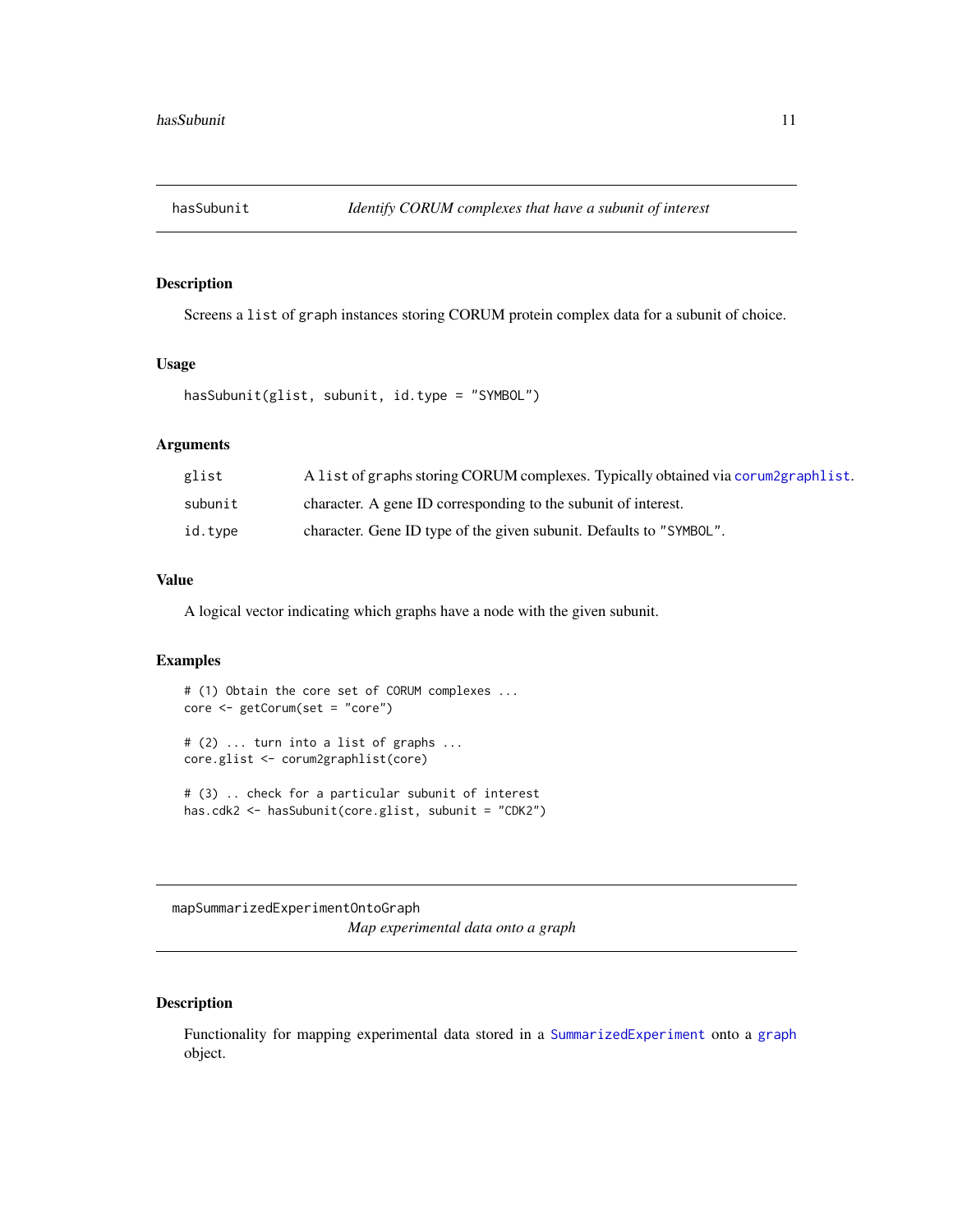## hasSubunit — *Identify CORUM complexes that have a subunit of interest*

### Description

Screens a `list` of `graph` instances storing CORUM protein complex data for a subunit of choice.

### Usage

```
hasSubunit(glist, subunit, id.type = "SYMBOL")
```

### Arguments

| | |
|---|---|
| `glist` | A `list` of `graph`s storing CORUM complexes. Typically obtained via `corum2graphlist`. |
| `subunit` | character. A gene ID corresponding to the subunit of interest. |
| `id.type` | character. Gene ID type of the given subunit. Defaults to `"SYMBOL"`. |

### Value

A logical vector indicating which graphs have a node with the given subunit.

### Examples

```
# (1) Obtain the core set of CORUM complexes ...
core <- getCorum(set = "core")

# (2) ... turn into a list of graphs ...
core.glist <- corum2graphlist(core)

# (3) .. check for a particular subunit of interest
has.cdk2 <- hasSubunit(core.glist, subunit = "CDK2")
```

## mapSummarizedExperimentOntoGraph — *Map experimental data onto a graph*

### Description

Functionality for mapping experimental data stored in a `SummarizedExperiment` onto a `graph` object.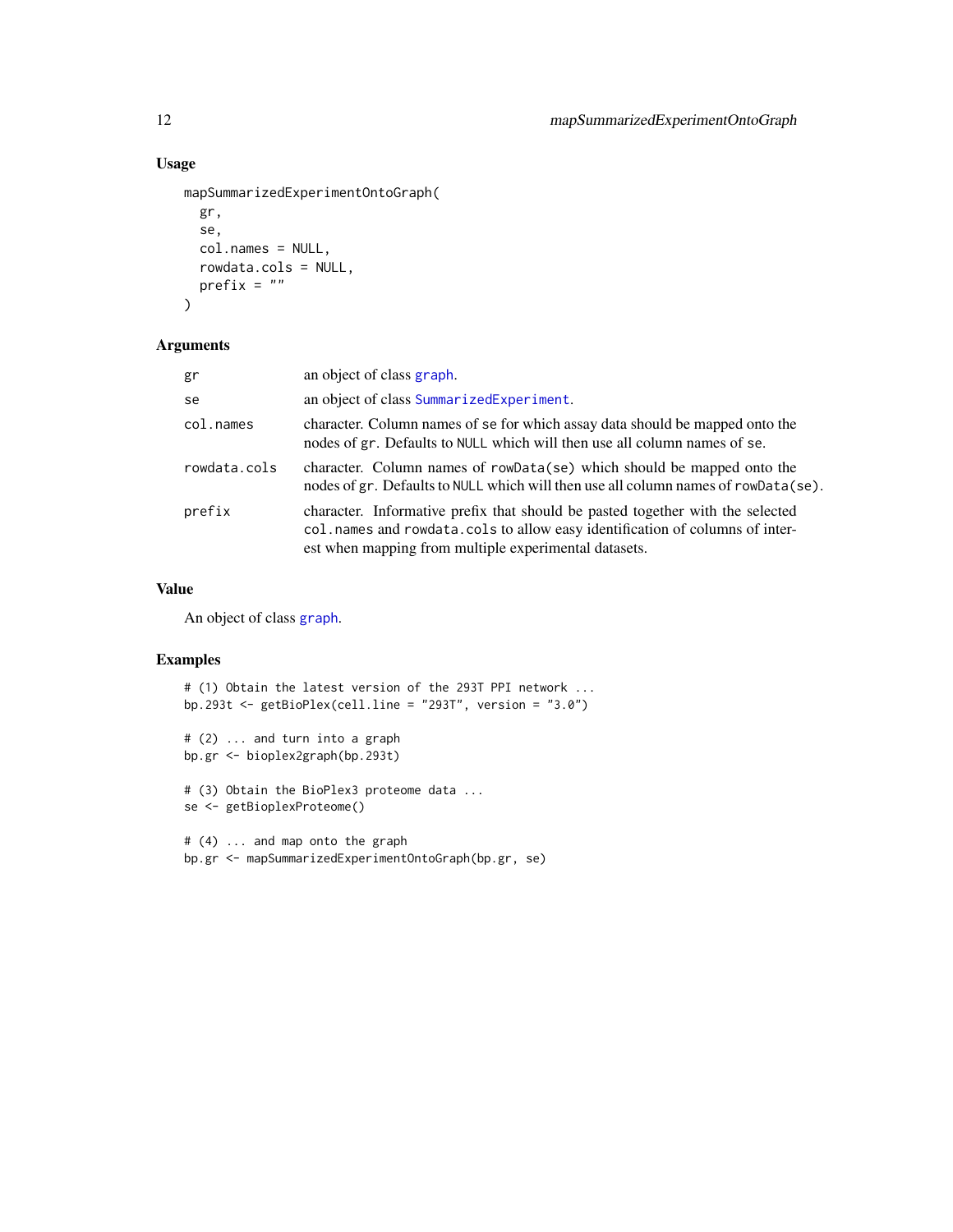## Usage

```
mapSummarizedExperimentOntoGraph(
  gr,
  se,
  col.names = NULL,
  rowdata.cols = NULL,
  prefix = ""
)
```

## Arguments

| | |
|---|---|
| `gr` | an object of class `graph`. |
| `se` | an object of class `SummarizedExperiment`. |
| `col.names` | character. Column names of `se` for which assay data should be mapped onto the nodes of `gr`. Defaults to `NULL` which will then use all column names of `se`. |
| `rowdata.cols` | character. Column names of `rowData(se)` which should be mapped onto the nodes of `gr`. Defaults to `NULL` which will then use all column names of `rowData(se)`. |
| `prefix` | character. Informative prefix that should be pasted together with the selected `col.names` and `rowdata.cols` to allow easy identification of columns of interest when mapping from multiple experimental datasets. |

## Value

An object of class `graph`.

## Examples

```
# (1) Obtain the latest version of the 293T PPI network ...
bp.293t <- getBioPlex(cell.line = "293T", version = "3.0")

# (2) ... and turn into a graph
bp.gr <- bioplex2graph(bp.293t)

# (3) Obtain the BioPlex3 proteome data ...
se <- getBioplexProteome()

# (4) ... and map onto the graph
bp.gr <- mapSummarizedExperimentOntoGraph(bp.gr, se)
```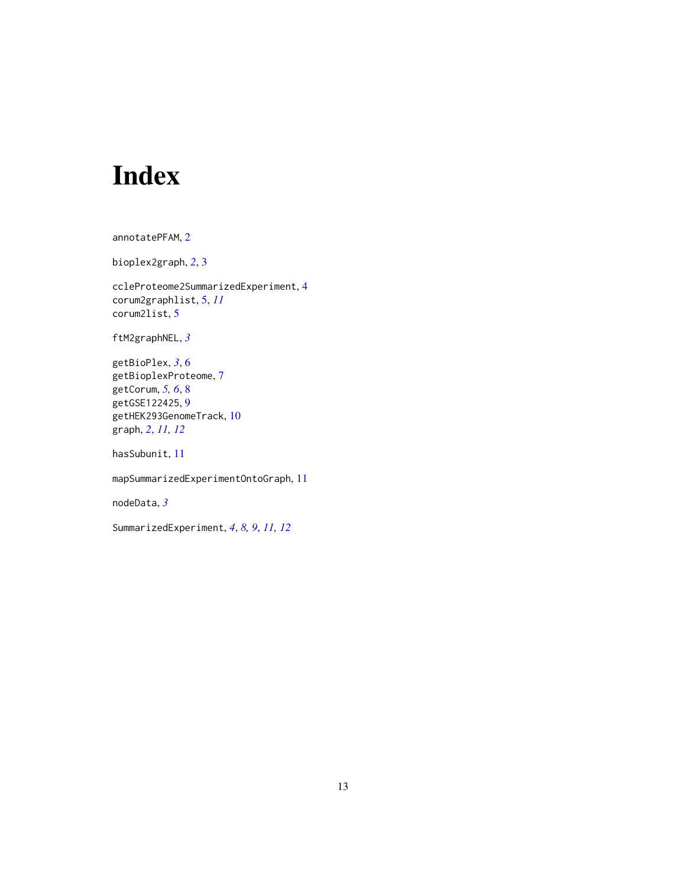# Index

annotatePFAM, 2

bioplex2graph, *2*, 3

ccleProteome2SummarizedExperiment, 4
corum2graphlist, 5, *11*
corum2list, 5

ftM2graphNEL, *3*

getBioPlex, *3*, 6
getBioplexProteome, 7
getCorum, *5, 6*, 8
getGSE122425, 9
getHEK293GenomeTrack, 10
graph, *2*, *11, 12*

hasSubunit, 11

mapSummarizedExperimentOntoGraph, 11

nodeData, *3*

SummarizedExperiment, *4*, *8, 9*, *11, 12*